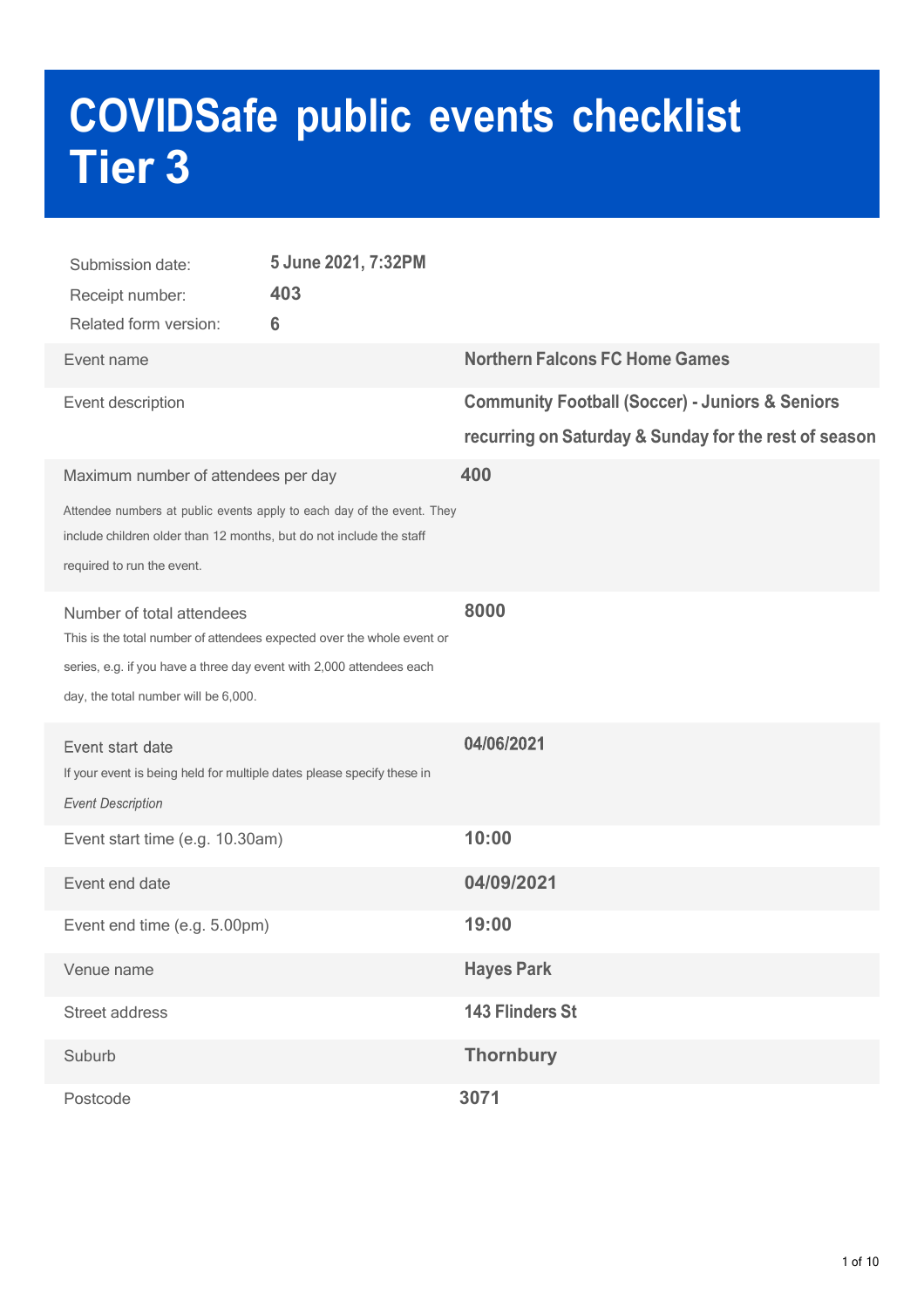# COVIDSafe public events checklist Tier 3

| | |
|---|---|
| Submission date: | 5 June 2021, 7:32PM |
| Receipt number: | 403 |
| Related form version: | 6 |

| | |
|---|---|
| Event name | **Northern Falcons FC Home Games** |
| Event description | **Community Football (Soccer) - Juniors & Seniors recurring on Saturday & Sunday for the rest of season** |
| Maximum number of attendees per day<br>Attendee numbers at public events apply to each day of the event. They include children older than 12 months, but do not include the staff required to run the event. | **400** |
| Number of total attendees<br>This is the total number of attendees expected over the whole event or series, e.g. if you have a three day event with 2,000 attendees each day, the total number will be 6,000. | **8000** |
| Event start date<br>If your event is being held for multiple dates please specify these in *Event Description* | **04/06/2021** |
| Event start time (e.g. 10.30am) | **10:00** |
| Event end date | **04/09/2021** |
| Event end time (e.g. 5.00pm) | **19:00** |
| Venue name | **Hayes Park** |
| Street address | **143 Flinders St** |
| Suburb | **Thornbury** |
| Postcode | **3071** |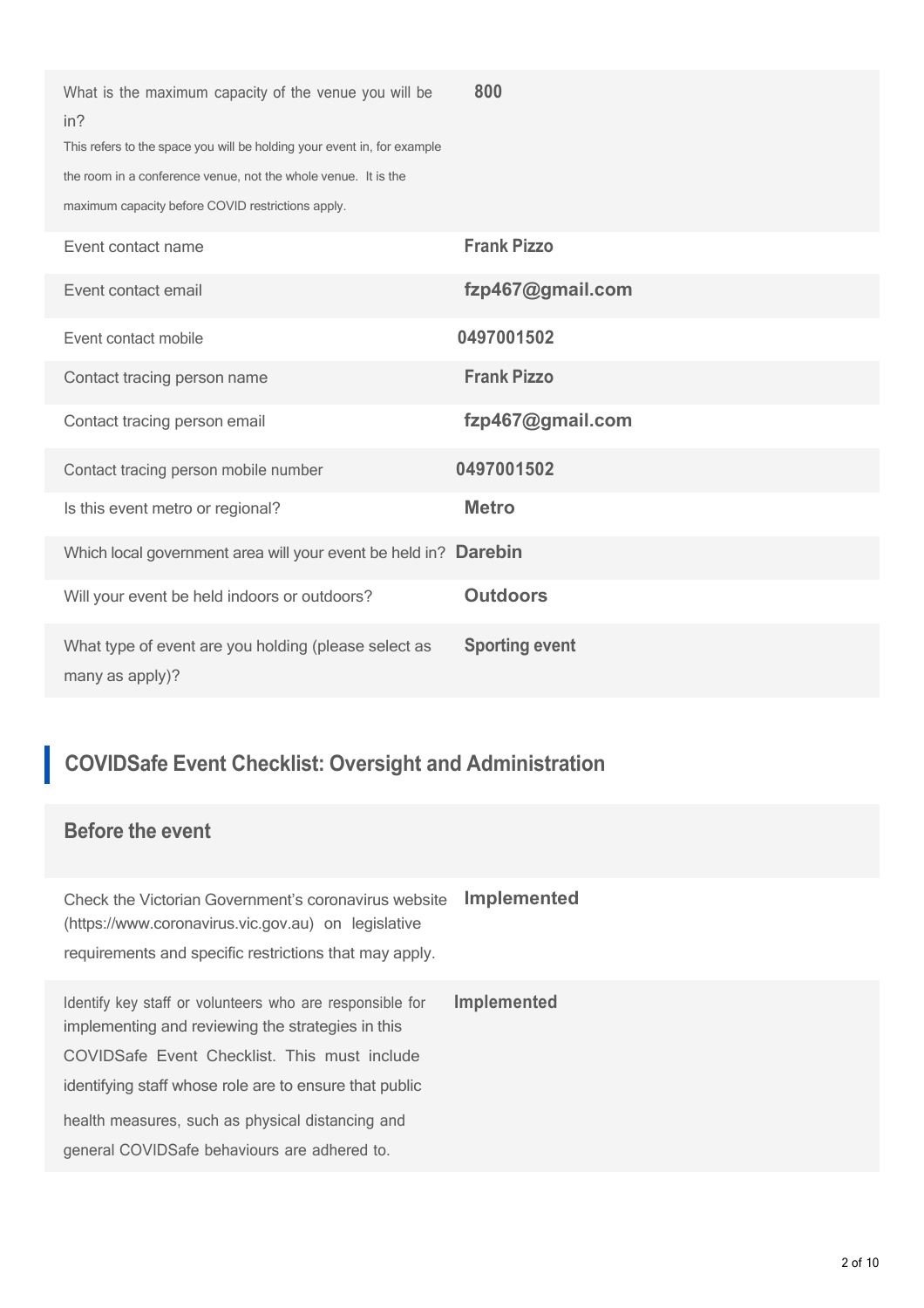| | |
|---|---|
| What is the maximum capacity of the venue you will be in?<br>This refers to the space you will be holding your event in, for example the room in a conference venue, not the whole venue. It is the maximum capacity before COVID restrictions apply. | **800** |
| Event contact name | **Frank Pizzo** |
| Event contact email | **fzp467@gmail.com** |
| Event contact mobile | **0497001502** |
| Contact tracing person name | **Frank Pizzo** |
| Contact tracing person email | **fzp467@gmail.com** |
| Contact tracing person mobile number | **0497001502** |
| Is this event metro or regional? | **Metro** |
| Which local government area will your event be held in? | **Darebin** |
| Will your event be held indoors or outdoors? | **Outdoors** |
| What type of event are you holding (please select as many as apply)? | **Sporting event** |

## COVIDSafe Event Checklist: Oversight and Administration

### Before the event

| | |
|---|---|
| Check the Victorian Government's coronavirus website (https://www.coronavirus.vic.gov.au) on legislative requirements and specific restrictions that may apply. | **Implemented** |
| Identify key staff or volunteers who are responsible for implementing and reviewing the strategies in this COVIDSafe Event Checklist. This must include identifying staff whose role are to ensure that public health measures, such as physical distancing and general COVIDSafe behaviours are adhered to. | **Implemented** |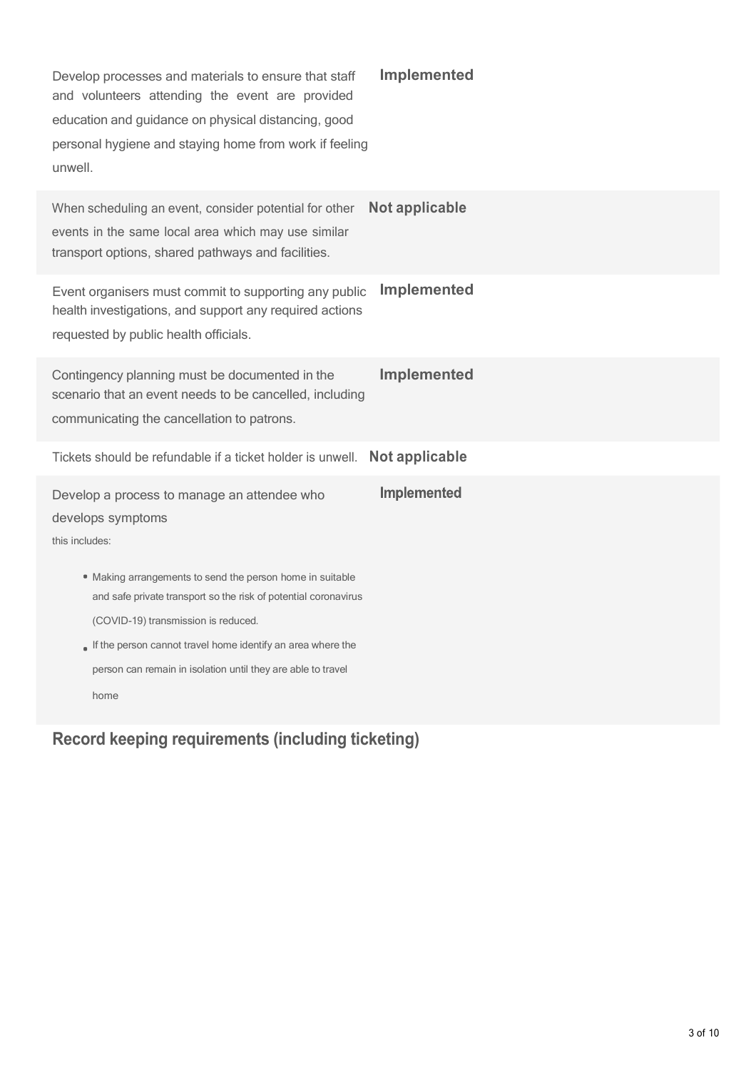| Requirement | Status |
| --- | --- |
| Develop processes and materials to ensure that staff and volunteers attending the event are provided education and guidance on physical distancing, good personal hygiene and staying home from work if feeling unwell. | **Implemented** |
| When scheduling an event, consider potential for other events in the same local area which may use similar transport options, shared pathways and facilities. | **Not applicable** |
| Event organisers must commit to supporting any public health investigations, and support any required actions requested by public health officials. | **Implemented** |
| Contingency planning must be documented in the scenario that an event needs to be cancelled, including communicating the cancellation to patrons. | **Implemented** |
| Tickets should be refundable if a ticket holder is unwell. | **Not applicable** |
| Develop a process to manage an attendee who develops symptoms<br>this includes:<br>• Making arrangements to send the person home in suitable and safe private transport so the risk of potential coronavirus (COVID-19) transmission is reduced.<br>• If the person cannot travel home identify an area where the person can remain in isolation until they are able to travel home | **Implemented** |

## Record keeping requirements (including ticketing)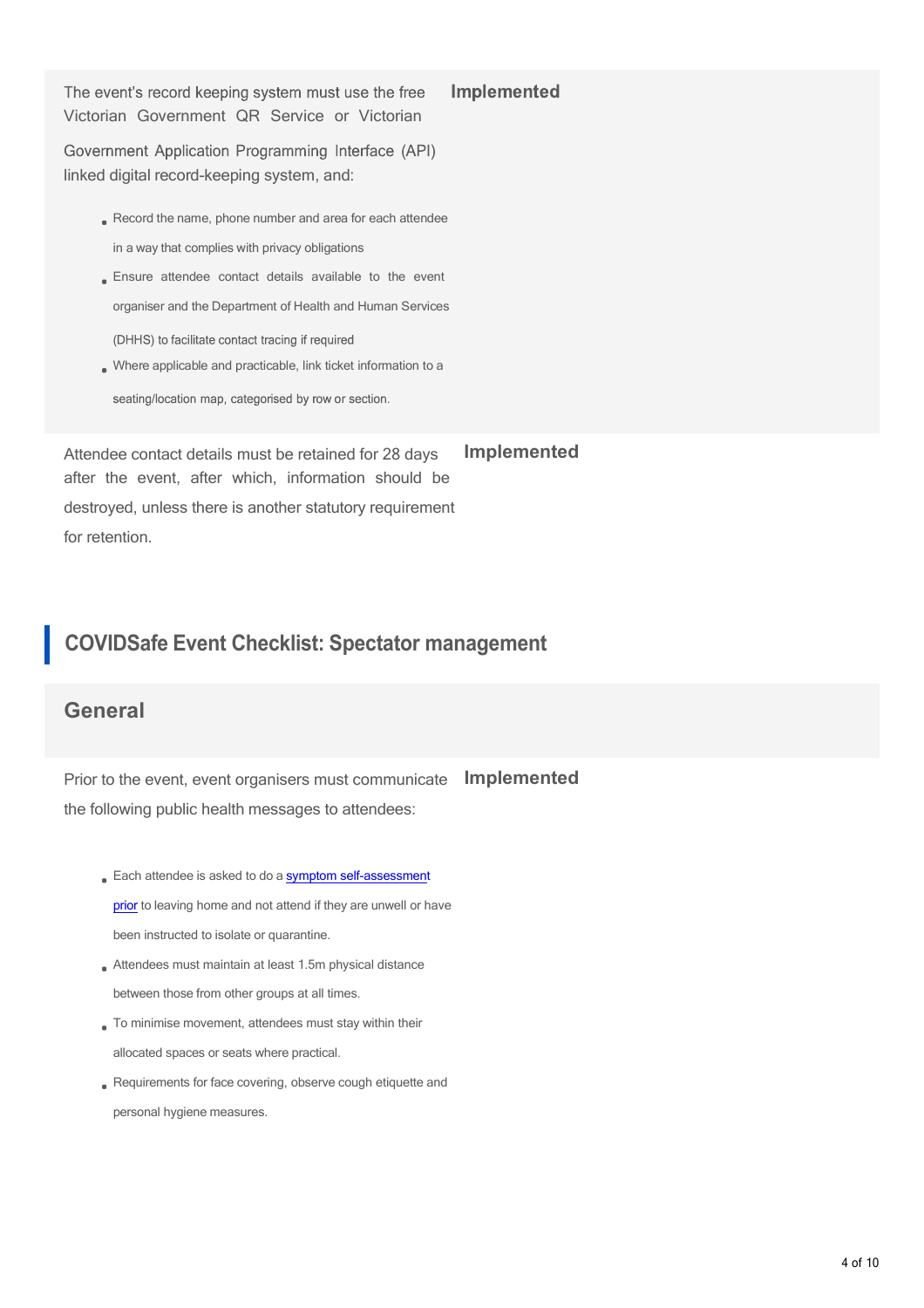| | |
|---|---|
| The event's record keeping system must use the free Victorian Government QR Service or Victorian Government Application Programming Interface (API) linked digital record-keeping system, and:<br>- Record the name, phone number and area for each attendee in a way that complies with privacy obligations<br>- Ensure attendee contact details available to the event organiser and the Department of Health and Human Services (DHHS) to facilitate contact tracing if required<br>- Where applicable and practicable, link ticket information to a seating/location map, categorised by row or section. | **Implemented** |
| Attendee contact details must be retained for 28 days after the event, after which, information should be destroyed, unless there is another statutory requirement for retention. | **Implemented** |

## COVIDSafe Event Checklist: Spectator management

### General

| | |
|---|---|
| Prior to the event, event organisers must communicate the following public health messages to attendees:<br>- Each attendee is asked to do a [symptom self-assessment prior]() to leaving home and not attend if they are unwell or have been instructed to isolate or quarantine.<br>- Attendees must maintain at least 1.5m physical distance between those from other groups at all times.<br>- To minimise movement, attendees must stay within their allocated spaces or seats where practical.<br>- Requirements for face covering, observe cough etiquette and personal hygiene measures. | **Implemented** |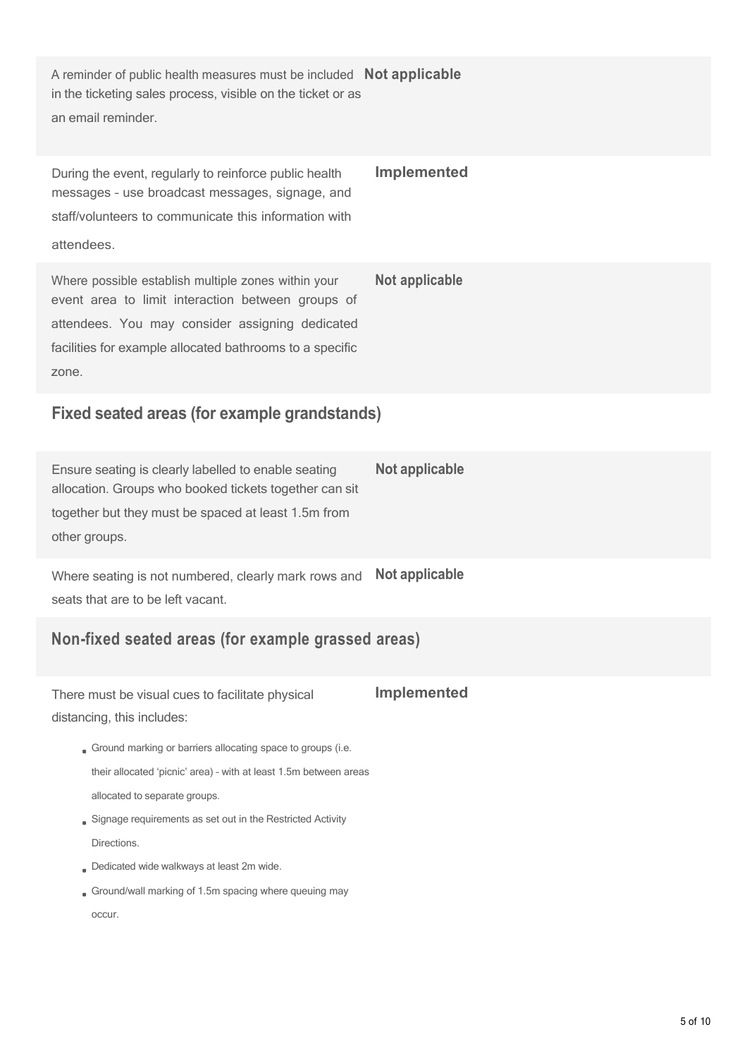| Requirement | Status |
| --- | --- |
| A reminder of public health measures must be included in the ticketing sales process, visible on the ticket or as an email reminder. | **Not applicable** |
| During the event, regularly to reinforce public health messages – use broadcast messages, signage, and staff/volunteers to communicate this information with attendees. | **Implemented** |
| Where possible establish multiple zones within your event area to limit interaction between groups of attendees. You may consider assigning dedicated facilities for example allocated bathrooms to a specific zone. | **Not applicable** |

## Fixed seated areas (for example grandstands)

| Requirement | Status |
| --- | --- |
| Ensure seating is clearly labelled to enable seating allocation. Groups who booked tickets together can sit together but they must be spaced at least 1.5m from other groups. | **Not applicable** |
| Where seating is not numbered, clearly mark rows and seats that are to be left vacant. | **Not applicable** |

## Non-fixed seated areas (for example grassed areas)

There must be visual cues to facilitate physical distancing, this includes: **Implemented**

- Ground marking or barriers allocating space to groups (i.e. their allocated 'picnic' area) – with at least 1.5m between areas allocated to separate groups.
- Signage requirements as set out in the Restricted Activity Directions.
- Dedicated wide walkways at least 2m wide.
- Ground/wall marking of 1.5m spacing where queuing may occur.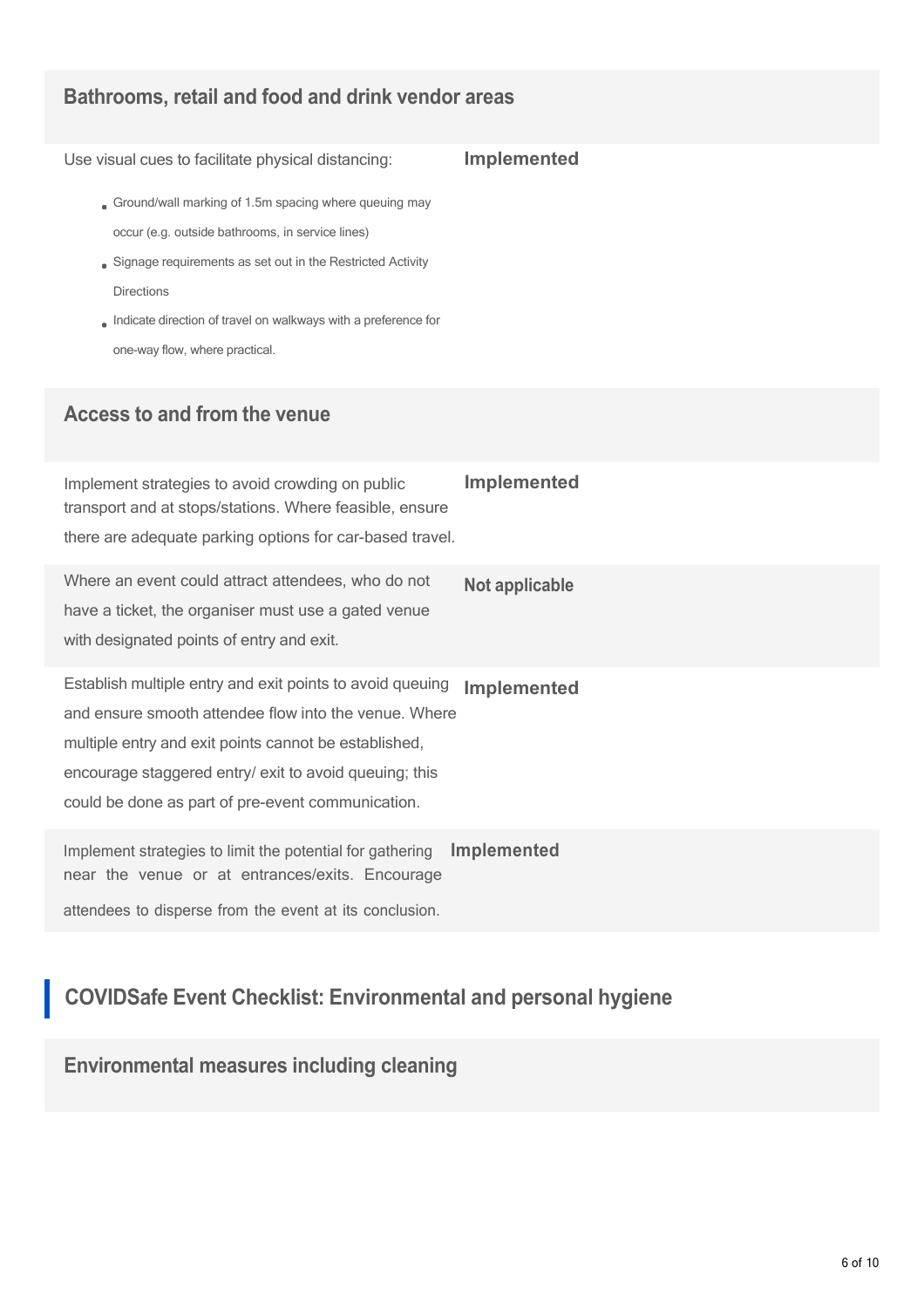### Bathrooms, retail and food and drink vendor areas

| | |
|---|---|
| Use visual cues to facilitate physical distancing:<br>• Ground/wall marking of 1.5m spacing where queuing may occur (e.g. outside bathrooms, in service lines)<br>• Signage requirements as set out in the Restricted Activity Directions<br>• Indicate direction of travel on walkways with a preference for one-way flow, where practical. | **Implemented** |

### Access to and from the venue

| | |
|---|---|
| Implement strategies to avoid crowding on public transport and at stops/stations. Where feasible, ensure there are adequate parking options for car-based travel. | **Implemented** |
| Where an event could attract attendees, who do not have a ticket, the organiser must use a gated venue with designated points of entry and exit. | **Not applicable** |
| Establish multiple entry and exit points to avoid queuing and ensure smooth attendee flow into the venue. Where multiple entry and exit points cannot be established, encourage staggered entry/ exit to avoid queuing; this could be done as part of pre-event communication. | **Implemented** |
| Implement strategies to limit the potential for gathering near the venue or at entrances/exits. Encourage attendees to disperse from the event at its conclusion. | **Implemented** |

## COVIDSafe Event Checklist: Environmental and personal hygiene

### Environmental measures including cleaning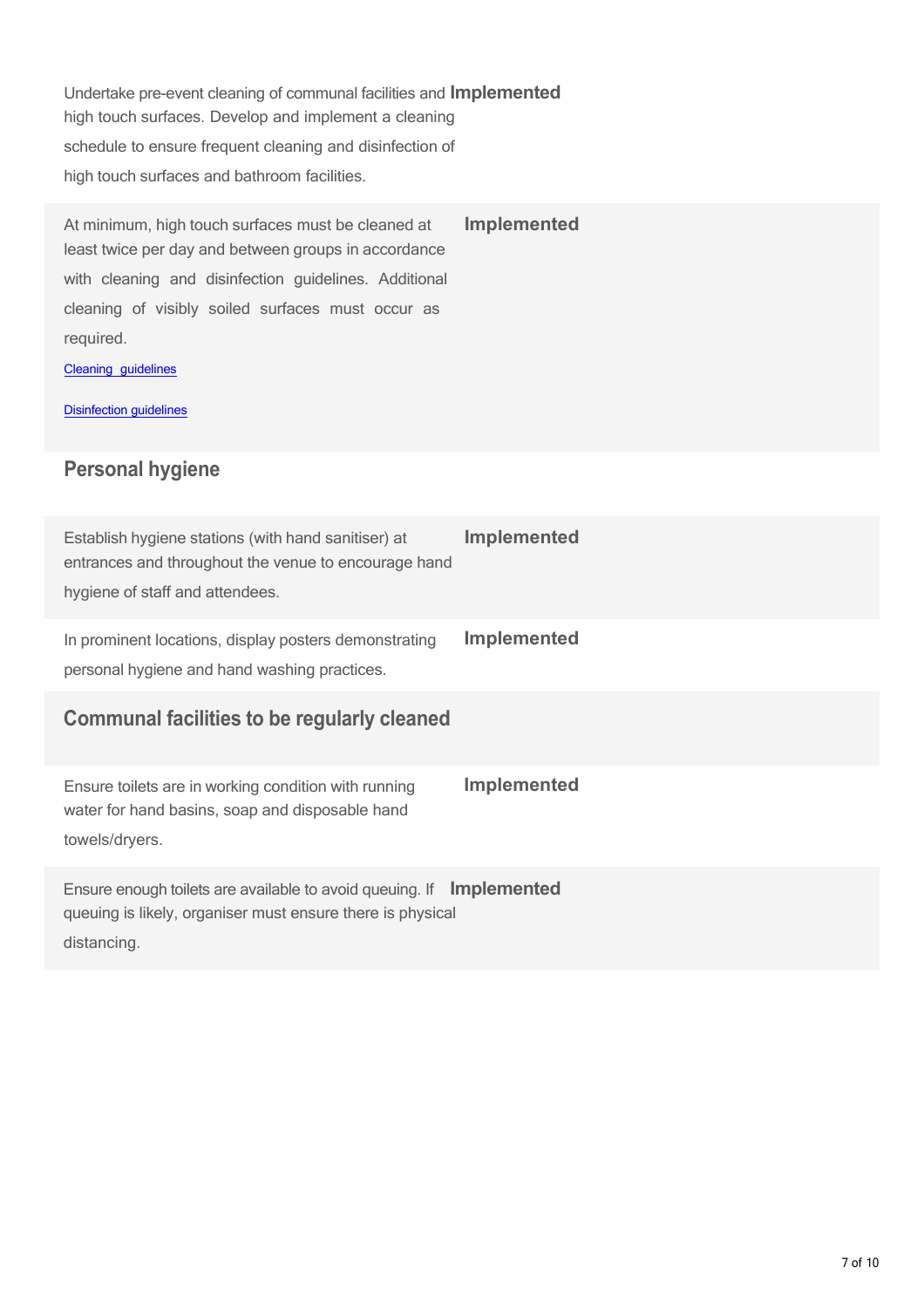| | |
|---|---|
| Undertake pre-event cleaning of communal facilities and high touch surfaces. Develop and implement a cleaning schedule to ensure frequent cleaning and disinfection of high touch surfaces and bathroom facilities. | **Implemented** |
| At minimum, high touch surfaces must be cleaned at least twice per day and between groups in accordance with cleaning and disinfection guidelines. Additional cleaning of visibly soiled surfaces must occur as required.<br><br>[Cleaning guidelines]()<br><br>[Disinfection guidelines]() | **Implemented** |

## Personal hygiene

| | |
|---|---|
| Establish hygiene stations (with hand sanitiser) at entrances and throughout the venue to encourage hand hygiene of staff and attendees. | **Implemented** |
| In prominent locations, display posters demonstrating personal hygiene and hand washing practices. | **Implemented** |

## Communal facilities to be regularly cleaned

| | |
|---|---|
| Ensure toilets are in working condition with running water for hand basins, soap and disposable hand towels/dryers. | **Implemented** |
| Ensure enough toilets are available to avoid queuing. If queuing is likely, organiser must ensure there is physical distancing. | **Implemented** |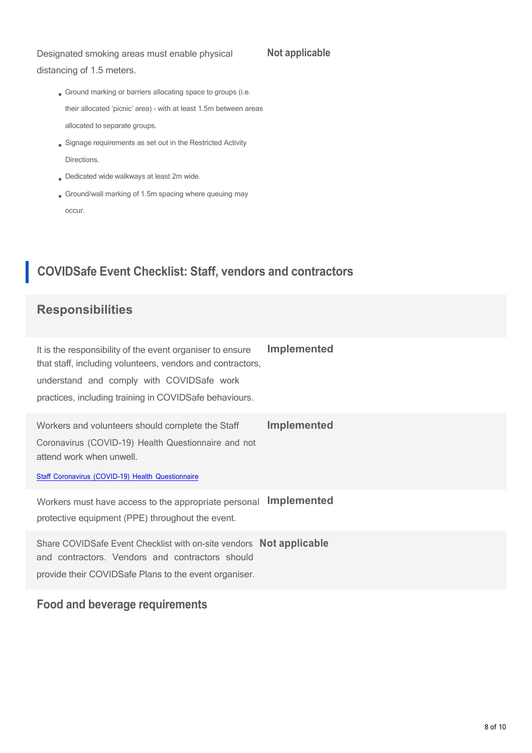| | |
|---|---|
| Designated smoking areas must enable physical distancing of 1.5 meters.<br><br>- Ground marking or barriers allocating space to groups (i.e. their allocated 'picnic' area) – with at least 1.5m between areas allocated to separate groups.<br>- Signage requirements as set out in the Restricted Activity Directions.<br>- Dedicated wide walkways at least 2m wide.<br>- Ground/wall marking of 1.5m spacing where queuing may occur. | **Not applicable** |

## COVIDSafe Event Checklist: Staff, vendors and contractors

### Responsibilities

| | |
|---|---|
| It is the responsibility of the event organiser to ensure that staff, including volunteers, vendors and contractors, understand and comply with COVIDSafe work practices, including training in COVIDSafe behaviours. | **Implemented** |
| Workers and volunteers should complete the Staff Coronavirus (COVID-19) Health Questionnaire and not attend work when unwell.<br><br>Staff Coronavirus (COVID-19) Health Questionnaire | **Implemented** |
| Workers must have access to the appropriate personal protective equipment (PPE) throughout the event. | **Implemented** |
| Share COVIDSafe Event Checklist with on-site vendors and contractors. Vendors and contractors should provide their COVIDSafe Plans to the event organiser. | **Not applicable** |

### Food and beverage requirements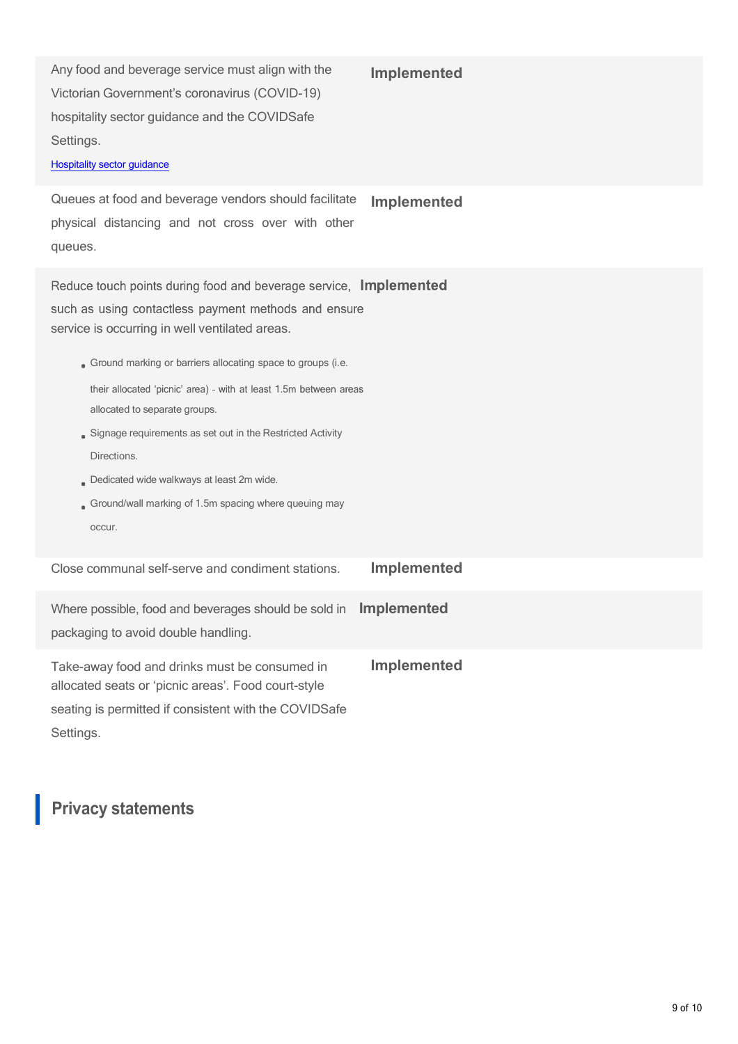| | |
|---|---|
| Any food and beverage service must align with the Victorian Government's coronavirus (COVID-19) hospitality sector guidance and the COVIDSafe Settings.<br>[Hospitality sector guidance] | **Implemented** |
| Queues at food and beverage vendors should facilitate physical distancing and not cross over with other queues. | **Implemented** |
| Reduce touch points during food and beverage service, such as using contactless payment methods and ensure service is occurring in well ventilated areas.<br>• Ground marking or barriers allocating space to groups (i.e. their allocated 'picnic' area) - with at least 1.5m between areas allocated to separate groups.<br>• Signage requirements as set out in the Restricted Activity Directions.<br>• Dedicated wide walkways at least 2m wide.<br>• Ground/wall marking of 1.5m spacing where queuing may occur. | **Implemented** |
| Close communal self-serve and condiment stations. | **Implemented** |
| Where possible, food and beverages should be sold in packaging to avoid double handling. | **Implemented** |
| Take-away food and drinks must be consumed in allocated seats or 'picnic areas'. Food court-style seating is permitted if consistent with the COVIDSafe Settings. | **Implemented** |

## Privacy statements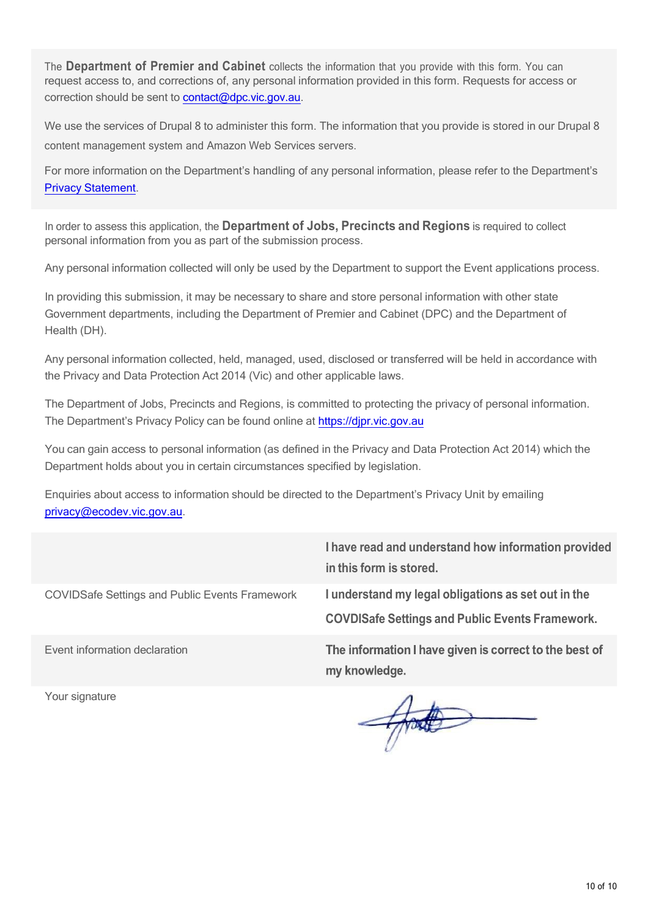The **Department of Premier and Cabinet** collects the information that you provide with this form. You can request access to, and corrections of, any personal information provided in this form. Requests for access or correction should be sent to [contact@dpc.vic.gov.au](mailto:contact@dpc.vic.gov.au).

We use the services of Drupal 8 to administer this form. The information that you provide is stored in our Drupal 8 content management system and Amazon Web Services servers.

For more information on the Department's handling of any personal information, please refer to the Department's [Privacy Statement](#).

In order to assess this application, the **Department of Jobs, Precincts and Regions** is required to collect personal information from you as part of the submission process.

Any personal information collected will only be used by the Department to support the Event applications process.

In providing this submission, it may be necessary to share and store personal information with other state Government departments, including the Department of Premier and Cabinet (DPC) and the Department of Health (DH).

Any personal information collected, held, managed, used, disclosed or transferred will be held in accordance with the Privacy and Data Protection Act 2014 (Vic) and other applicable laws.

The Department of Jobs, Precincts and Regions, is committed to protecting the privacy of personal information. The Department's Privacy Policy can be found online at [https://djpr.vic.gov.au](https://djpr.vic.gov.au)

You can gain access to personal information (as defined in the Privacy and Data Protection Act 2014) which the Department holds about you in certain circumstances specified by legislation.

Enquiries about access to information should be directed to the Department's Privacy Unit by emailing [privacy@ecodev.vic.gov.au](mailto:privacy@ecodev.vic.gov.au).

| | |
|---|---|
| | **I have read and understand how information provided in this form is stored.** |
| COVIDSafe Settings and Public Events Framework | **I understand my legal obligations as set out in the COVDISafe Settings and Public Events Framework.** |
| Event information declaration | **The information I have given is correct to the best of my knowledge.** |
| Your signature | [signature] |